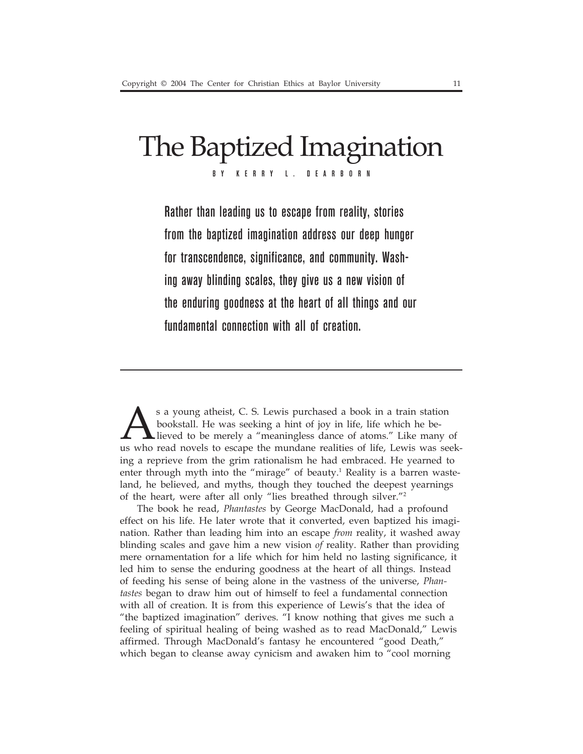# The Baptized Imagination

BY KERRY L. DEARBORN

**Rather than leading us to escape from reality, stories from the baptized imagination address our deep hunger for transcendence, significance, and community. Washing away blinding scales, they give us a new vision of the enduring goodness at the heart of all things and our fundamental connection with all of creation.**

---

As a young atheist, C. S. Lewis purchased a book in a train station bookstall. He was seeking a hint of joy in life, life which he believed to be merely a "meaningless dance of atoms." Like many of us who read novels to escape the mundane realities of life, Lewis was seeking a reprieve from the grim rationalism he had embraced. He yearned to enter through myth into the "mirage" of beauty.[1] Reality is a barren wasteland, he believed, and myths, though they touched the deepest yearnings of the heart, were after all only "lies breathed through silver."[2]

The book he read, *Phantastes* by George MacDonald, had a profound effect on his life. He later wrote that it converted, even baptized his imagination. Rather than leading him into an escape *from* reality, it washed away blinding scales and gave him a new vision *of* reality. Rather than providing mere ornamentation for a life which for him held no lasting significance, it led him to sense the enduring goodness at the heart of all things. Instead of feeding his sense of being alone in the vastness of the universe, *Phantastes* began to draw him out of himself to feel a fundamental connection with all of creation. It is from this experience of Lewis's that the idea of "the baptized imagination" derives. "I know nothing that gives me such a feeling of spiritual healing of being washed as to read MacDonald," Lewis affirmed. Through MacDonald's fantasy he encountered "good Death," which began to cleanse away cynicism and awaken him to "cool morning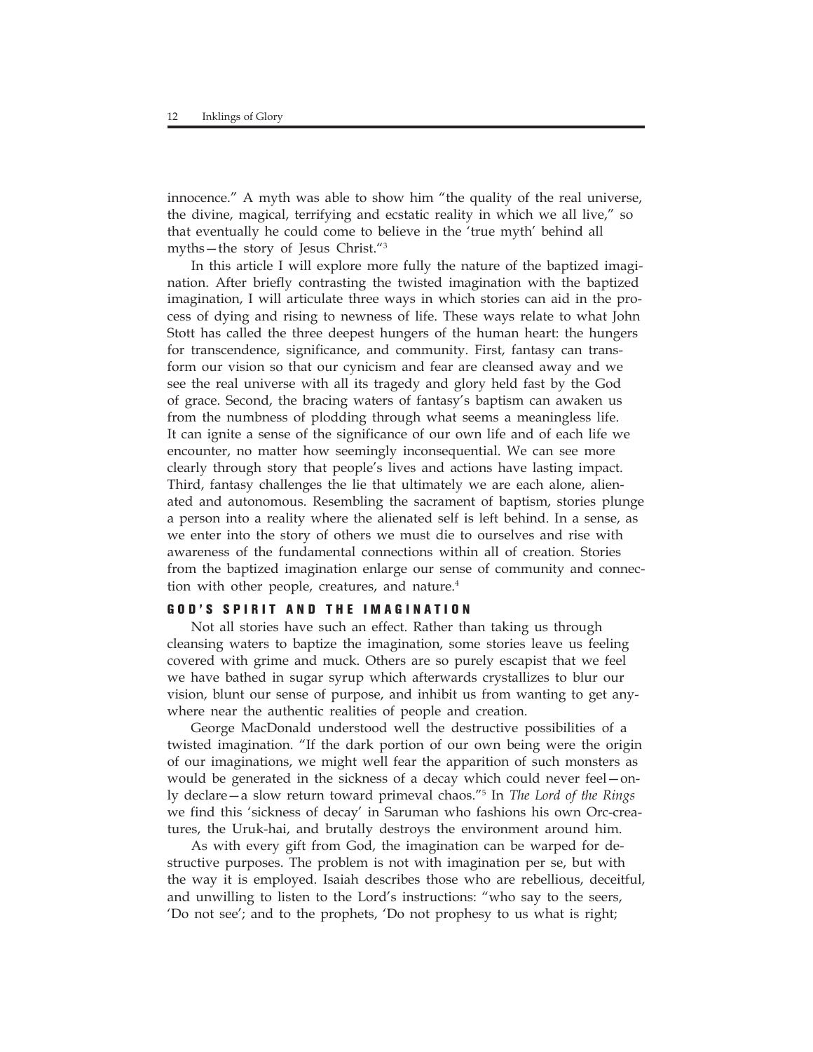innocence." A myth was able to show him "the quality of the real universe, the divine, magical, terrifying and ecstatic reality in which we all live," so that eventually he could come to believe in the 'true myth' behind all myths—the story of Jesus Christ."[3]

In this article I will explore more fully the nature of the baptized imagination. After briefly contrasting the twisted imagination with the baptized imagination, I will articulate three ways in which stories can aid in the process of dying and rising to newness of life. These ways relate to what John Stott has called the three deepest hungers of the human heart: the hungers for transcendence, significance, and community. First, fantasy can transform our vision so that our cynicism and fear are cleansed away and we see the real universe with all its tragedy and glory held fast by the God of grace. Second, the bracing waters of fantasy's baptism can awaken us from the numbness of plodding through what seems a meaningless life. It can ignite a sense of the significance of our own life and of each life we encounter, no matter how seemingly inconsequential. We can see more clearly through story that people's lives and actions have lasting impact. Third, fantasy challenges the lie that ultimately we are each alone, alienated and autonomous. Resembling the sacrament of baptism, stories plunge a person into a reality where the alienated self is left behind. In a sense, as we enter into the story of others we must die to ourselves and rise with awareness of the fundamental connections within all of creation. Stories from the baptized imagination enlarge our sense of community and connection with other people, creatures, and nature.[4]

## GOD'S SPIRIT AND THE IMAGINATION

Not all stories have such an effect. Rather than taking us through cleansing waters to baptize the imagination, some stories leave us feeling covered with grime and muck. Others are so purely escapist that we feel we have bathed in sugar syrup which afterwards crystallizes to blur our vision, blunt our sense of purpose, and inhibit us from wanting to get anywhere near the authentic realities of people and creation.

George MacDonald understood well the destructive possibilities of a twisted imagination. "If the dark portion of our own being were the origin of our imaginations, we might well fear the apparition of such monsters as would be generated in the sickness of a decay which could never feel—only declare—a slow return toward primeval chaos."[5] In *The Lord of the Rings* we find this 'sickness of decay' in Saruman who fashions his own Orc-creatures, the Uruk-hai, and brutally destroys the environment around him.

As with every gift from God, the imagination can be warped for destructive purposes. The problem is not with imagination per se, but with the way it is employed. Isaiah describes those who are rebellious, deceitful, and unwilling to listen to the Lord's instructions: "who say to the seers, 'Do not see'; and to the prophets, 'Do not prophesy to us what is right;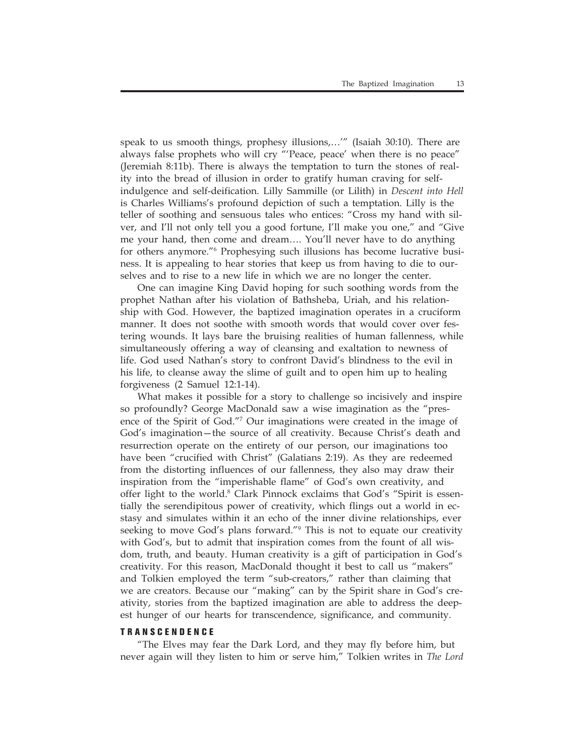speak to us smooth things, prophesy illusions,…'" (Isaiah 30:10). There are always false prophets who will cry "'Peace, peace' when there is no peace" (Jeremiah 8:11b). There is always the temptation to turn the stones of reality into the bread of illusion in order to gratify human craving for self-indulgence and self-deification. Lilly Sammille (or Lilith) in *Descent into Hell* is Charles Williams's profound depiction of such a temptation. Lilly is the teller of soothing and sensuous tales who entices: "Cross my hand with silver, and I'll not only tell you a good fortune, I'll make you one," and "Give me your hand, then come and dream…. You'll never have to do anything for others anymore."[6] Prophesying such illusions has become lucrative business. It is appealing to hear stories that keep us from having to die to ourselves and to rise to a new life in which we are no longer the center.

One can imagine King David hoping for such soothing words from the prophet Nathan after his violation of Bathsheba, Uriah, and his relationship with God. However, the baptized imagination operates in a cruciform manner. It does not soothe with smooth words that would cover over festering wounds. It lays bare the bruising realities of human fallenness, while simultaneously offering a way of cleansing and exaltation to newness of life. God used Nathan's story to confront David's blindness to the evil in his life, to cleanse away the slime of guilt and to open him up to healing forgiveness (2 Samuel 12:1-14).

What makes it possible for a story to challenge so incisively and inspire so profoundly? George MacDonald saw a wise imagination as the "presence of the Spirit of God."[7] Our imaginations were created in the image of God's imagination—the source of all creativity. Because Christ's death and resurrection operate on the entirety of our person, our imaginations too have been "crucified with Christ" (Galatians 2:19). As they are redeemed from the distorting influences of our fallenness, they also may draw their inspiration from the "imperishable flame" of God's own creativity, and offer light to the world.[8] Clark Pinnock exclaims that God's "Spirit is essentially the serendipitous power of creativity, which flings out a world in ecstasy and simulates within it an echo of the inner divine relationships, ever seeking to move God's plans forward."[9] This is not to equate our creativity with God's, but to admit that inspiration comes from the fount of all wisdom, truth, and beauty. Human creativity is a gift of participation in God's creativity. For this reason, MacDonald thought it best to call us "makers" and Tolkien employed the term "sub-creators," rather than claiming that we are creators. Because our "making" can by the Spirit share in God's creativity, stories from the baptized imagination are able to address the deepest hunger of our hearts for transcendence, significance, and community.

### TRANSCENDENCE

"The Elves may fear the Dark Lord, and they may fly before him, but never again will they listen to him or serve him," Tolkien writes in *The Lord*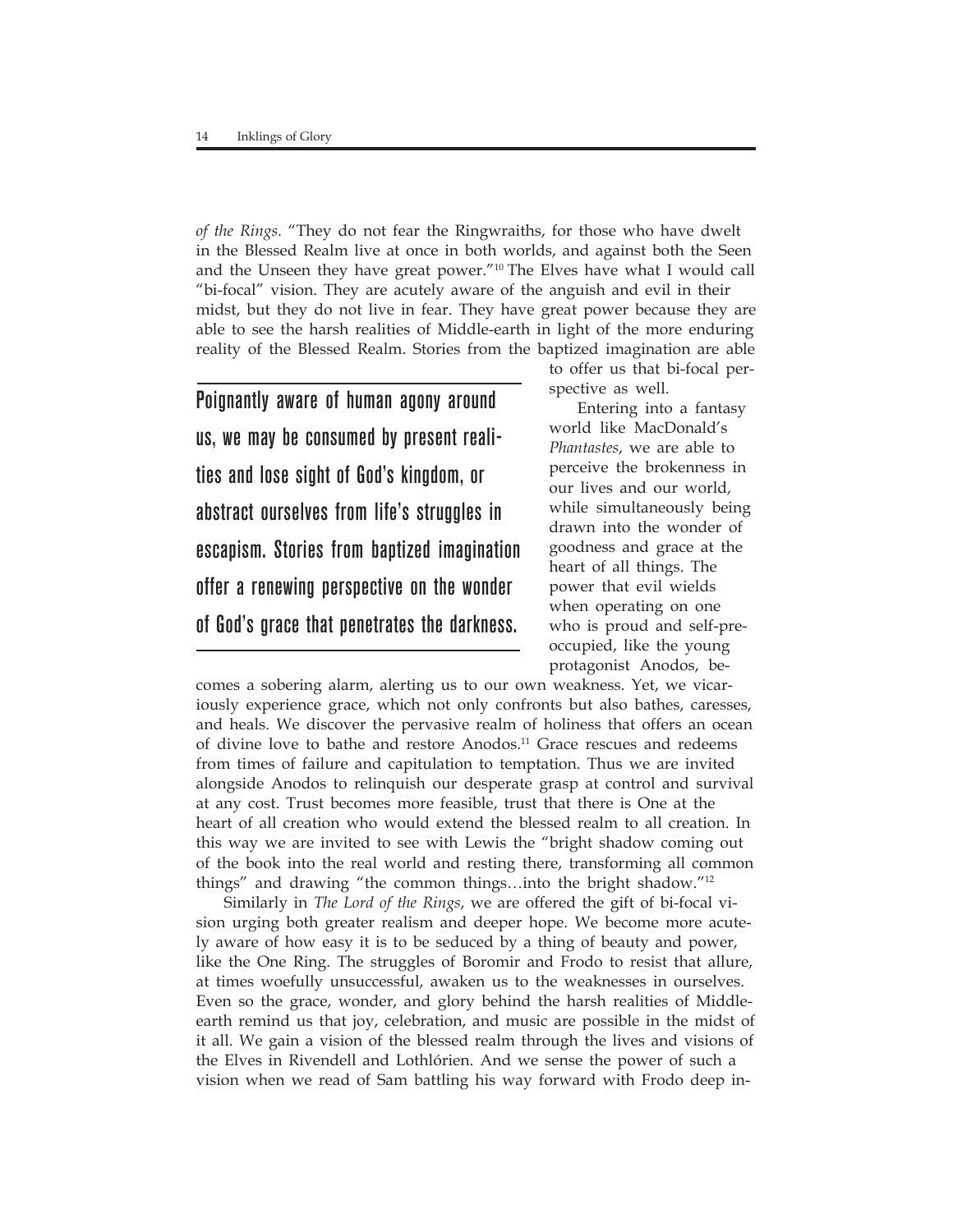*of the Rings*. "They do not fear the Ringwraiths, for those who have dwelt in the Blessed Realm live at once in both worlds, and against both the Seen and the Unseen they have great power."[10] The Elves have what I would call "bi-focal" vision. They are acutely aware of the anguish and evil in their midst, but they do not live in fear. They have great power because they are able to see the harsh realities of Middle-earth in light of the more enduring reality of the Blessed Realm. Stories from the baptized imagination are able to offer us that bi-focal perspective as well.

> **Poignantly aware of human agony around us, we may be consumed by present realities and lose sight of God's kingdom, or abstract ourselves from life's struggles in escapism. Stories from baptized imagination offer a renewing perspective on the wonder of God's grace that penetrates the darkness.**

Entering into a fantasy world like MacDonald's *Phantastes*, we are able to perceive the brokenness in our lives and our world, while simultaneously being drawn into the wonder of goodness and grace at the heart of all things. The power that evil wields when operating on one who is proud and self-preoccupied, like the young protagonist Anodos, becomes a sobering alarm, alerting us to our own weakness. Yet, we vicariously experience grace, which not only confronts but also bathes, caresses, and heals. We discover the pervasive realm of holiness that offers an ocean of divine love to bathe and restore Anodos.[11] Grace rescues and redeems from times of failure and capitulation to temptation. Thus we are invited alongside Anodos to relinquish our desperate grasp at control and survival at any cost. Trust becomes more feasible, trust that there is One at the heart of all creation who would extend the blessed realm to all creation. In this way we are invited to see with Lewis the "bright shadow coming out of the book into the real world and resting there, transforming all common things" and drawing "the common things…into the bright shadow."[12]

Similarly in *The Lord of the Rings*, we are offered the gift of bi-focal vision urging both greater realism and deeper hope. We become more acutely aware of how easy it is to be seduced by a thing of beauty and power, like the One Ring. The struggles of Boromir and Frodo to resist that allure, at times woefully unsuccessful, awaken us to the weaknesses in ourselves. Even so the grace, wonder, and glory behind the harsh realities of Middle-earth remind us that joy, celebration, and music are possible in the midst of it all. We gain a vision of the blessed realm through the lives and visions of the Elves in Rivendell and Lothlórien. And we sense the power of such a vision when we read of Sam battling his way forward with Frodo deep in-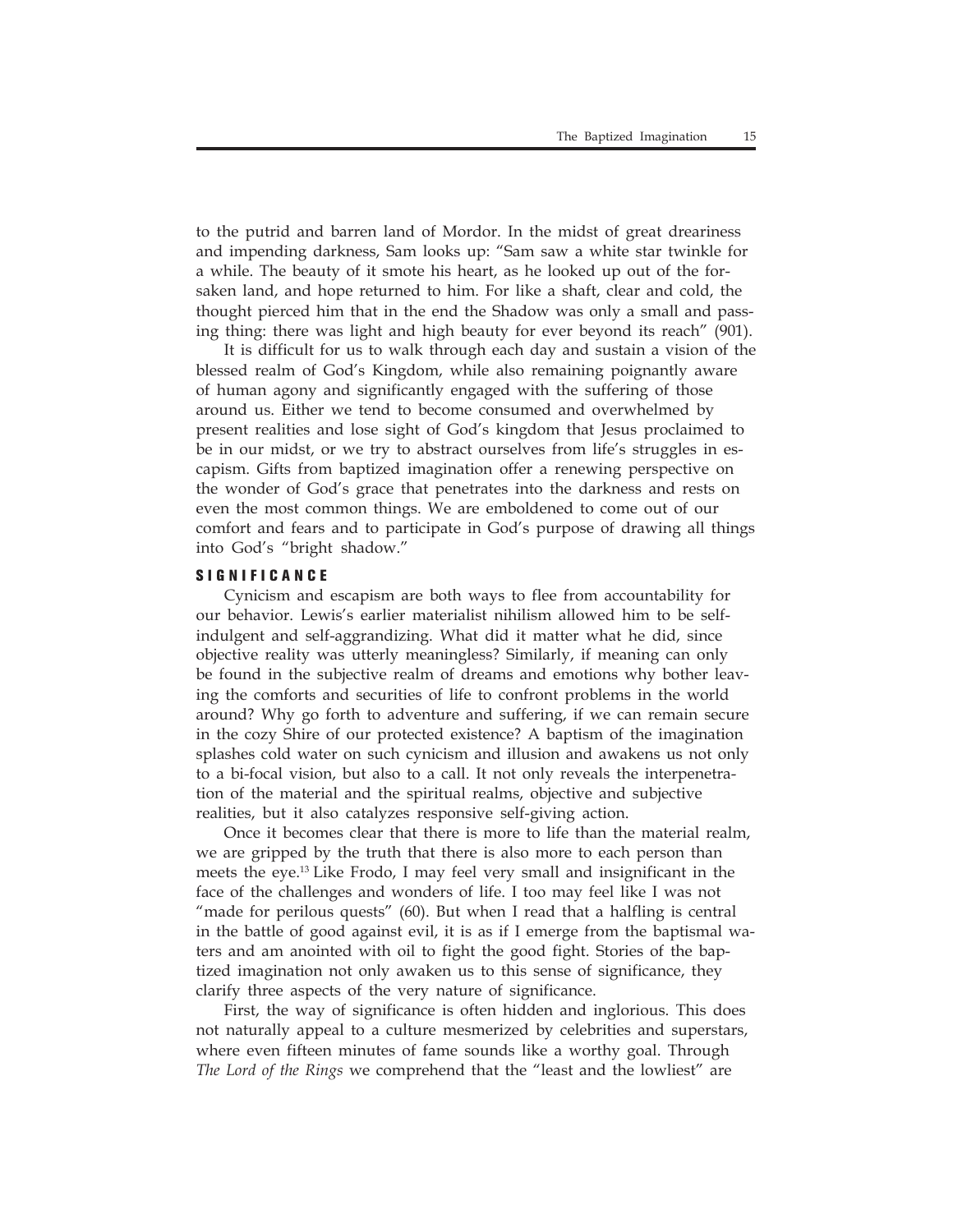to the putrid and barren land of Mordor. In the midst of great dreariness and impending darkness, Sam looks up: "Sam saw a white star twinkle for a while. The beauty of it smote his heart, as he looked up out of the forsaken land, and hope returned to him. For like a shaft, clear and cold, the thought pierced him that in the end the Shadow was only a small and passing thing: there was light and high beauty for ever beyond its reach" (901).

It is difficult for us to walk through each day and sustain a vision of the blessed realm of God's Kingdom, while also remaining poignantly aware of human agony and significantly engaged with the suffering of those around us. Either we tend to become consumed and overwhelmed by present realities and lose sight of God's kingdom that Jesus proclaimed to be in our midst, or we try to abstract ourselves from life's struggles in escapism. Gifts from baptized imagination offer a renewing perspective on the wonder of God's grace that penetrates into the darkness and rests on even the most common things. We are emboldened to come out of our comfort and fears and to participate in God's purpose of drawing all things into God's "bright shadow."

## SIGNIFICANCE

Cynicism and escapism are both ways to flee from accountability for our behavior. Lewis's earlier materialist nihilism allowed him to be self-indulgent and self-aggrandizing. What did it matter what he did, since objective reality was utterly meaningless? Similarly, if meaning can only be found in the subjective realm of dreams and emotions why bother leaving the comforts and securities of life to confront problems in the world around? Why go forth to adventure and suffering, if we can remain secure in the cozy Shire of our protected existence? A baptism of the imagination splashes cold water on such cynicism and illusion and awakens us not only to a bi-focal vision, but also to a call. It not only reveals the interpenetration of the material and the spiritual realms, objective and subjective realities, but it also catalyzes responsive self-giving action.

Once it becomes clear that there is more to life than the material realm, we are gripped by the truth that there is also more to each person than meets the eye.[13] Like Frodo, I may feel very small and insignificant in the face of the challenges and wonders of life. I too may feel like I was not "made for perilous quests" (60). But when I read that a halfling is central in the battle of good against evil, it is as if I emerge from the baptismal waters and am anointed with oil to fight the good fight. Stories of the baptized imagination not only awaken us to this sense of significance, they clarify three aspects of the very nature of significance.

First, the way of significance is often hidden and inglorious. This does not naturally appeal to a culture mesmerized by celebrities and superstars, where even fifteen minutes of fame sounds like a worthy goal. Through *The Lord of the Rings* we comprehend that the "least and the lowliest" are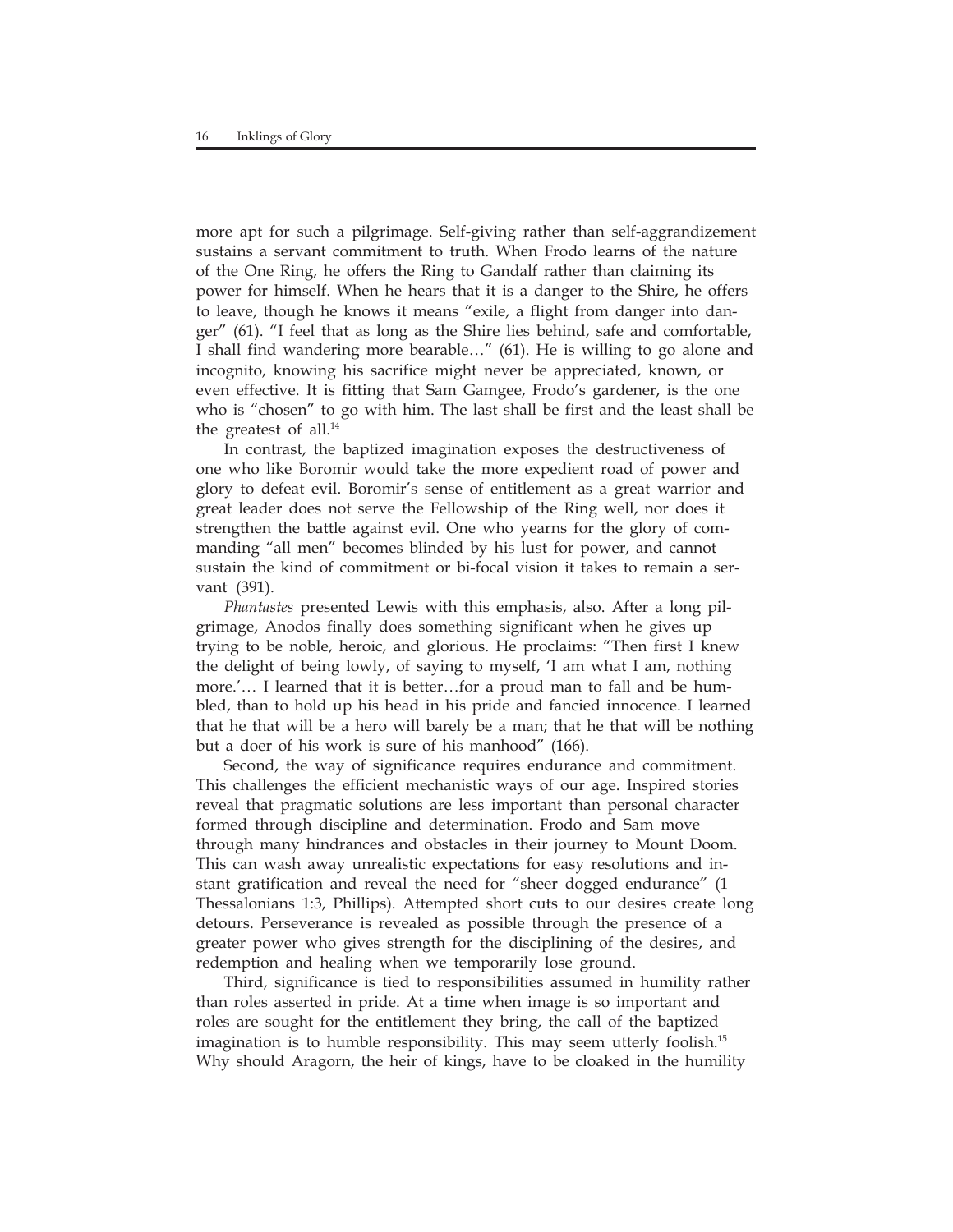more apt for such a pilgrimage. Self-giving rather than self-aggrandizement sustains a servant commitment to truth. When Frodo learns of the nature of the One Ring, he offers the Ring to Gandalf rather than claiming its power for himself. When he hears that it is a danger to the Shire, he offers to leave, though he knows it means "exile, a flight from danger into danger" (61). "I feel that as long as the Shire lies behind, safe and comfortable, I shall find wandering more bearable…" (61). He is willing to go alone and incognito, knowing his sacrifice might never be appreciated, known, or even effective. It is fitting that Sam Gamgee, Frodo's gardener, is the one who is "chosen" to go with him. The last shall be first and the least shall be the greatest of all.[14]

In contrast, the baptized imagination exposes the destructiveness of one who like Boromir would take the more expedient road of power and glory to defeat evil. Boromir's sense of entitlement as a great warrior and great leader does not serve the Fellowship of the Ring well, nor does it strengthen the battle against evil. One who yearns for the glory of commanding "all men" becomes blinded by his lust for power, and cannot sustain the kind of commitment or bi-focal vision it takes to remain a servant (391).

*Phantastes* presented Lewis with this emphasis, also. After a long pilgrimage, Anodos finally does something significant when he gives up trying to be noble, heroic, and glorious. He proclaims: "Then first I knew the delight of being lowly, of saying to myself, 'I am what I am, nothing more.'… I learned that it is better…for a proud man to fall and be humbled, than to hold up his head in his pride and fancied innocence. I learned that he that will be a hero will barely be a man; that he that will be nothing but a doer of his work is sure of his manhood" (166).

Second, the way of significance requires endurance and commitment. This challenges the efficient mechanistic ways of our age. Inspired stories reveal that pragmatic solutions are less important than personal character formed through discipline and determination. Frodo and Sam move through many hindrances and obstacles in their journey to Mount Doom. This can wash away unrealistic expectations for easy resolutions and instant gratification and reveal the need for "sheer dogged endurance" (1 Thessalonians 1:3, Phillips). Attempted short cuts to our desires create long detours. Perseverance is revealed as possible through the presence of a greater power who gives strength for the disciplining of the desires, and redemption and healing when we temporarily lose ground.

Third, significance is tied to responsibilities assumed in humility rather than roles asserted in pride. At a time when image is so important and roles are sought for the entitlement they bring, the call of the baptized imagination is to humble responsibility. This may seem utterly foolish.[15] Why should Aragorn, the heir of kings, have to be cloaked in the humility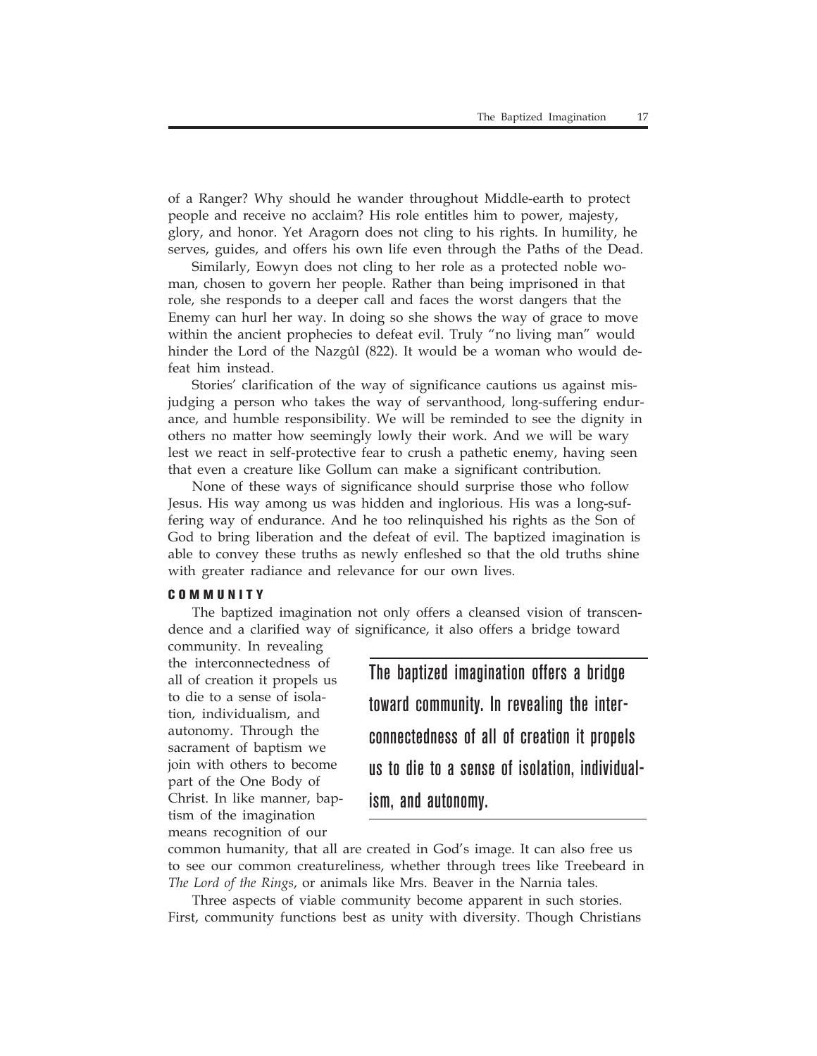of a Ranger? Why should he wander throughout Middle-earth to protect people and receive no acclaim? His role entitles him to power, majesty, glory, and honor. Yet Aragorn does not cling to his rights. In humility, he serves, guides, and offers his own life even through the Paths of the Dead.

Similarly, Eowyn does not cling to her role as a protected noble woman, chosen to govern her people. Rather than being imprisoned in that role, she responds to a deeper call and faces the worst dangers that the Enemy can hurl her way. In doing so she shows the way of grace to move within the ancient prophecies to defeat evil. Truly "no living man" would hinder the Lord of the Nazgûl (822). It would be a woman who would defeat him instead.

Stories' clarification of the way of significance cautions us against misjudging a person who takes the way of servanthood, long-suffering endurance, and humble responsibility. We will be reminded to see the dignity in others no matter how seemingly lowly their work. And we will be wary lest we react in self-protective fear to crush a pathetic enemy, having seen that even a creature like Gollum can make a significant contribution.

None of these ways of significance should surprise those who follow Jesus. His way among us was hidden and inglorious. His was a long-suffering way of endurance. And he too relinquished his rights as the Son of God to bring liberation and the defeat of evil. The baptized imagination is able to convey these truths as newly enfleshed so that the old truths shine with greater radiance and relevance for our own lives.

### COMMUNITY

The baptized imagination not only offers a cleansed vision of transcendence and a clarified way of significance, it also offers a bridge toward community. In revealing the interconnectedness of all of creation it propels us to die to a sense of isolation, individualism, and autonomy. Through the sacrament of baptism we join with others to become part of the One Body of Christ. In like manner, baptism of the imagination means recognition of our common humanity, that all are created in God's image. It can also free us to see our common creatureliness, whether through trees like Treebeard in *The Lord of the Rings*, or animals like Mrs. Beaver in the Narnia tales.

> **The baptized imagination offers a bridge toward community. In revealing the interconnectedness of all of creation it propels us to die to a sense of isolation, individualism, and autonomy.**

Three aspects of viable community become apparent in such stories. First, community functions best as unity with diversity. Though Christians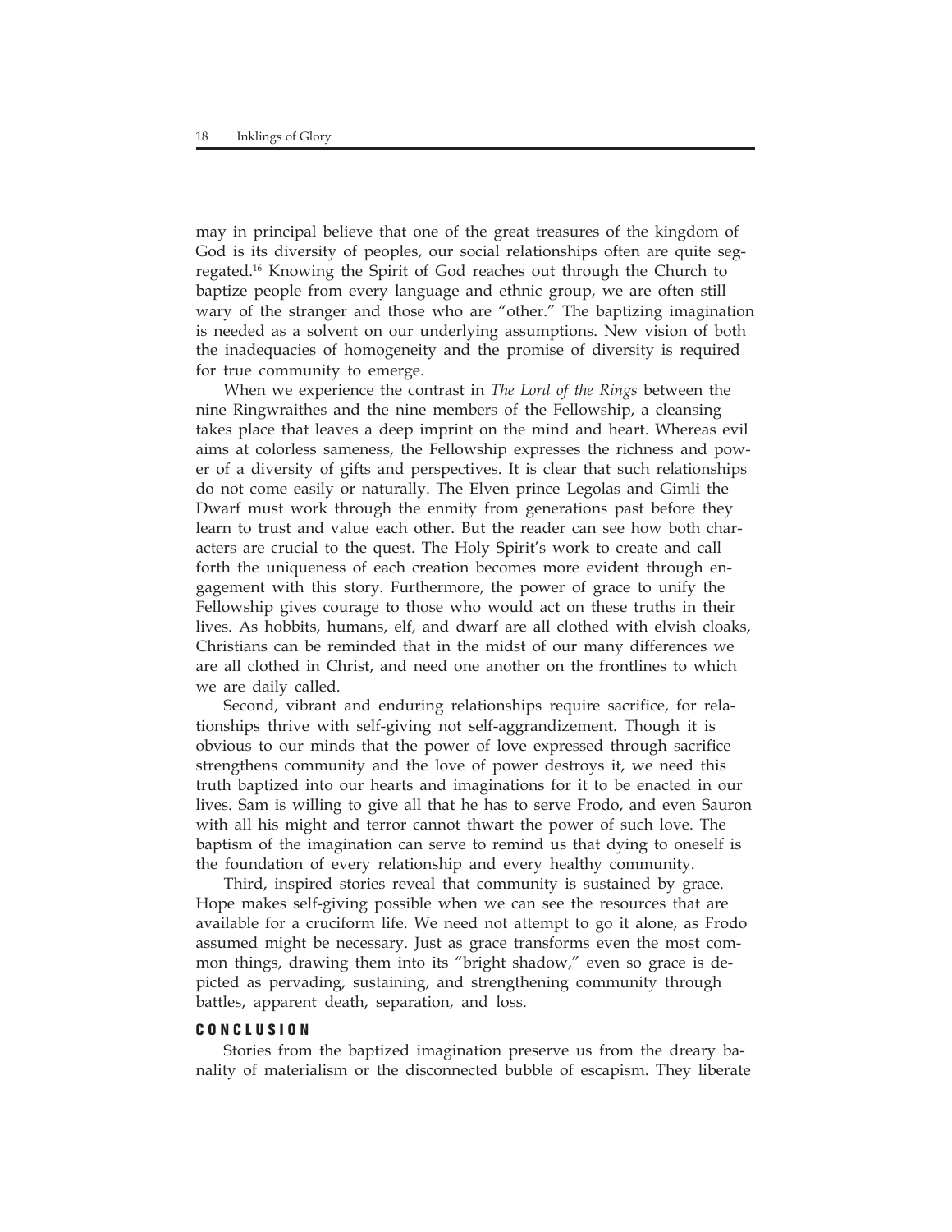may in principal believe that one of the great treasures of the kingdom of God is its diversity of peoples, our social relationships often are quite segregated.[16] Knowing the Spirit of God reaches out through the Church to baptize people from every language and ethnic group, we are often still wary of the stranger and those who are "other." The baptizing imagination is needed as a solvent on our underlying assumptions. New vision of both the inadequacies of homogeneity and the promise of diversity is required for true community to emerge.

When we experience the contrast in *The Lord of the Rings* between the nine Ringwraithes and the nine members of the Fellowship, a cleansing takes place that leaves a deep imprint on the mind and heart. Whereas evil aims at colorless sameness, the Fellowship expresses the richness and power of a diversity of gifts and perspectives. It is clear that such relationships do not come easily or naturally. The Elven prince Legolas and Gimli the Dwarf must work through the enmity from generations past before they learn to trust and value each other. But the reader can see how both characters are crucial to the quest. The Holy Spirit's work to create and call forth the uniqueness of each creation becomes more evident through engagement with this story. Furthermore, the power of grace to unify the Fellowship gives courage to those who would act on these truths in their lives. As hobbits, humans, elf, and dwarf are all clothed with elvish cloaks, Christians can be reminded that in the midst of our many differences we are all clothed in Christ, and need one another on the frontlines to which we are daily called.

Second, vibrant and enduring relationships require sacrifice, for relationships thrive with self-giving not self-aggrandizement. Though it is obvious to our minds that the power of love expressed through sacrifice strengthens community and the love of power destroys it, we need this truth baptized into our hearts and imaginations for it to be enacted in our lives. Sam is willing to give all that he has to serve Frodo, and even Sauron with all his might and terror cannot thwart the power of such love. The baptism of the imagination can serve to remind us that dying to oneself is the foundation of every relationship and every healthy community.

Third, inspired stories reveal that community is sustained by grace. Hope makes self-giving possible when we can see the resources that are available for a cruciform life. We need not attempt to go it alone, as Frodo assumed might be necessary. Just as grace transforms even the most common things, drawing them into its "bright shadow," even so grace is depicted as pervading, sustaining, and strengthening community through battles, apparent death, separation, and loss.

## CONCLUSION

Stories from the baptized imagination preserve us from the dreary banality of materialism or the disconnected bubble of escapism. They liberate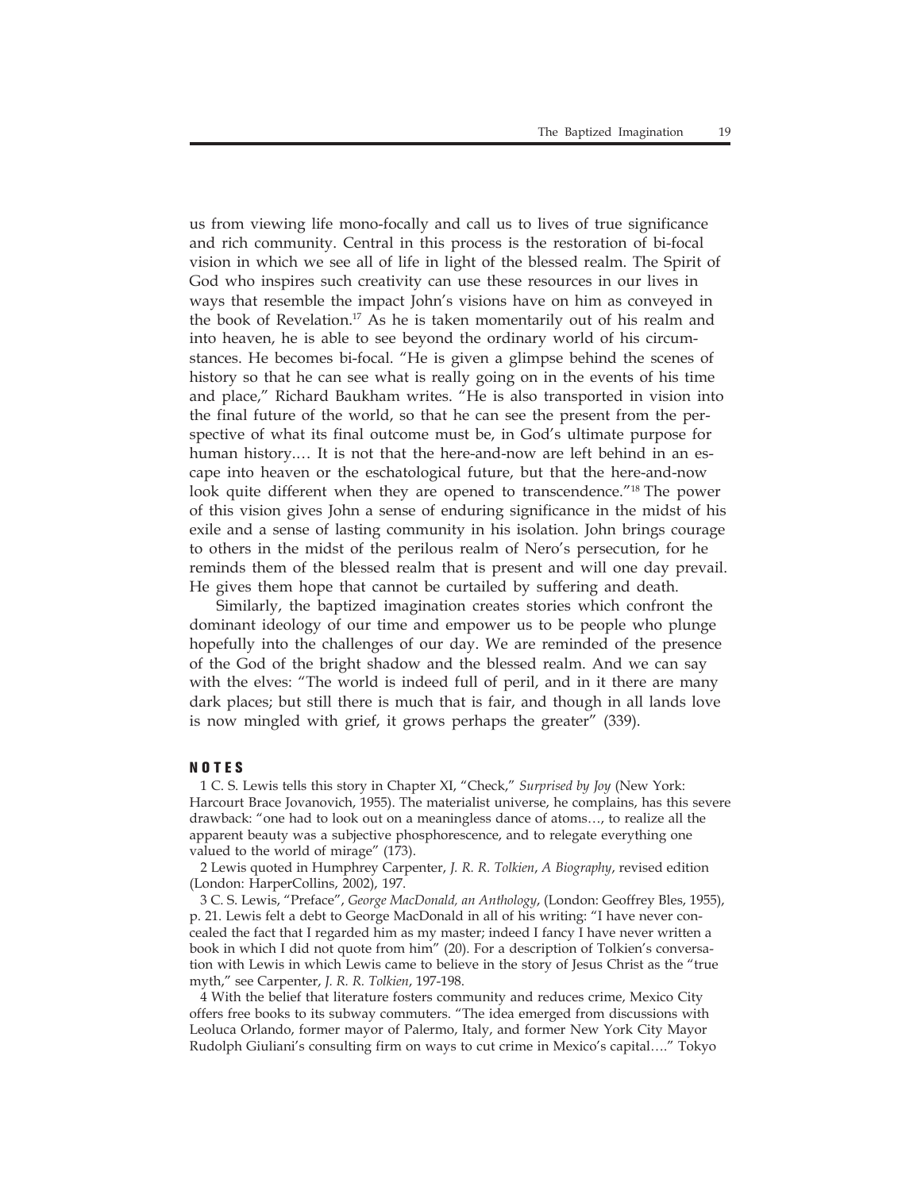us from viewing life mono-focally and call us to lives of true significance and rich community. Central in this process is the restoration of bi-focal vision in which we see all of life in light of the blessed realm. The Spirit of God who inspires such creativity can use these resources in our lives in ways that resemble the impact John's visions have on him as conveyed in the book of Revelation.[17] As he is taken momentarily out of his realm and into heaven, he is able to see beyond the ordinary world of his circumstances. He becomes bi-focal. "He is given a glimpse behind the scenes of history so that he can see what is really going on in the events of his time and place," Richard Baukham writes. "He is also transported in vision into the final future of the world, so that he can see the present from the perspective of what its final outcome must be, in God's ultimate purpose for human history.… It is not that the here-and-now are left behind in an escape into heaven or the eschatological future, but that the here-and-now look quite different when they are opened to transcendence."[18] The power of this vision gives John a sense of enduring significance in the midst of his exile and a sense of lasting community in his isolation. John brings courage to others in the midst of the perilous realm of Nero's persecution, for he reminds them of the blessed realm that is present and will one day prevail. He gives them hope that cannot be curtailed by suffering and death.

Similarly, the baptized imagination creates stories which confront the dominant ideology of our time and empower us to be people who plunge hopefully into the challenges of our day. We are reminded of the presence of the God of the bright shadow and the blessed realm. And we can say with the elves: "The world is indeed full of peril, and in it there are many dark places; but still there is much that is fair, and though in all lands love is now mingled with grief, it grows perhaps the greater" (339).

## NOTES

1 C. S. Lewis tells this story in Chapter XI, "Check," *Surprised by Joy* (New York: Harcourt Brace Jovanovich, 1955). The materialist universe, he complains, has this severe drawback: "one had to look out on a meaningless dance of atoms…, to realize all the apparent beauty was a subjective phosphorescence, and to relegate everything one valued to the world of mirage" (173).

2 Lewis quoted in Humphrey Carpenter, *J. R. R. Tolkien*, *A Biography*, revised edition (London: HarperCollins, 2002), 197.

3 C. S. Lewis, "Preface", *George MacDonald, an Anthology*, (London: Geoffrey Bles, 1955), p. 21. Lewis felt a debt to George MacDonald in all of his writing: "I have never concealed the fact that I regarded him as my master; indeed I fancy I have never written a book in which I did not quote from him" (20). For a description of Tolkien's conversation with Lewis in which Lewis came to believe in the story of Jesus Christ as the "true myth," see Carpenter, *J. R. R. Tolkien*, 197-198.

4 With the belief that literature fosters community and reduces crime, Mexico City offers free books to its subway commuters. "The idea emerged from discussions with Leoluca Orlando, former mayor of Palermo, Italy, and former New York City Mayor Rudolph Giuliani's consulting firm on ways to cut crime in Mexico's capital…." Tokyo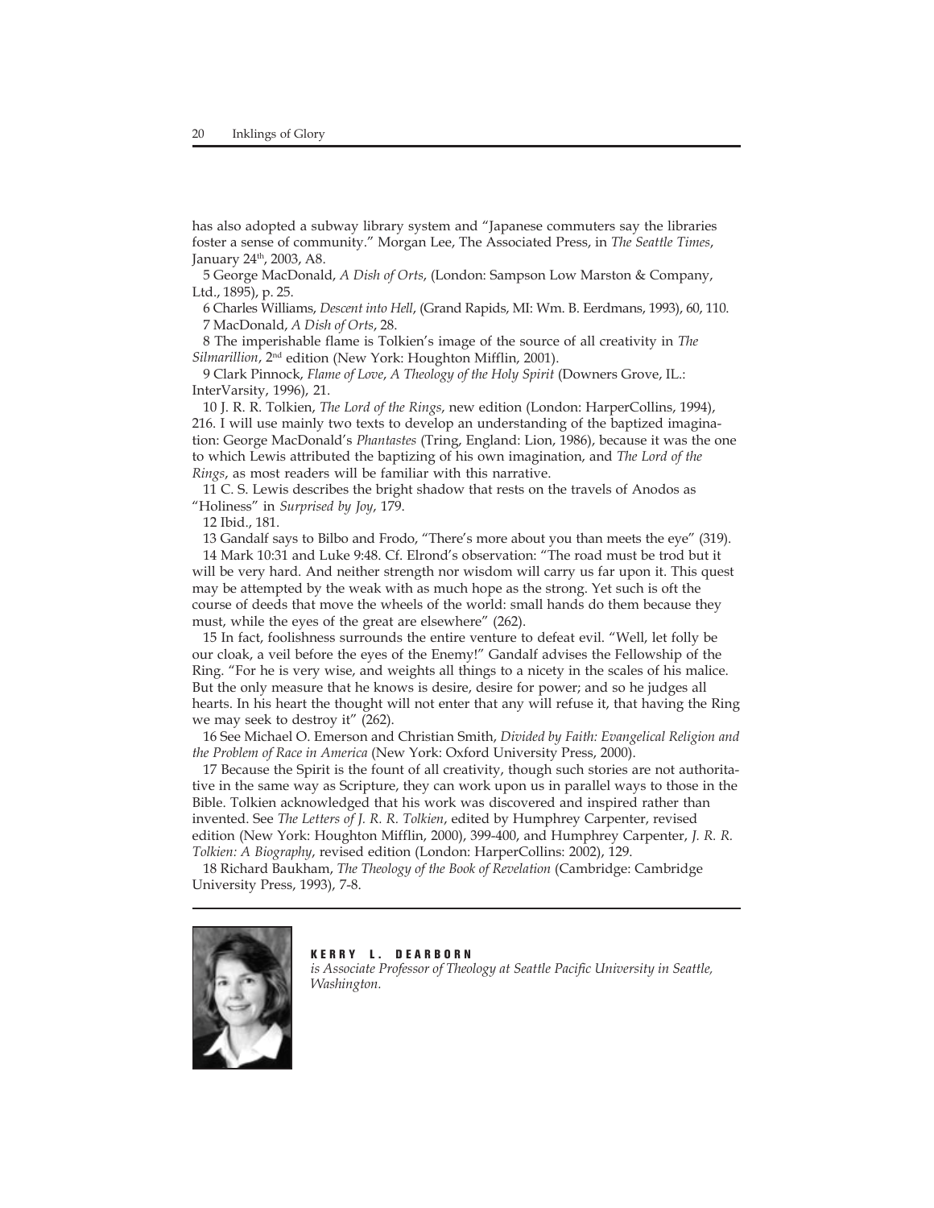has also adopted a subway library system and "Japanese commuters say the libraries foster a sense of community." Morgan Lee, The Associated Press, in *The Seattle Times*, January 24th, 2003, A8.

5 George MacDonald, *A Dish of Orts*, (London: Sampson Low Marston & Company, Ltd., 1895), p. 25.

6 Charles Williams, *Descent into Hell*, (Grand Rapids, MI: Wm. B. Eerdmans, 1993), 60, 110.

7 MacDonald, *A Dish of Orts*, 28.

8 The imperishable flame is Tolkien's image of the source of all creativity in *The Silmarillion*, 2nd edition (New York: Houghton Mifflin, 2001).

9 Clark Pinnock, *Flame of Love, A Theology of the Holy Spirit* (Downers Grove, IL.: InterVarsity, 1996), 21.

10 J. R. R. Tolkien, *The Lord of the Rings*, new edition (London: HarperCollins, 1994), 216. I will use mainly two texts to develop an understanding of the baptized imagination: George MacDonald's *Phantastes* (Tring, England: Lion, 1986), because it was the one to which Lewis attributed the baptizing of his own imagination, and *The Lord of the Rings*, as most readers will be familiar with this narrative.

11 C. S. Lewis describes the bright shadow that rests on the travels of Anodos as "Holiness" in *Surprised by Joy*, 179.

12 Ibid., 181.

13 Gandalf says to Bilbo and Frodo, "There's more about you than meets the eye" (319).

14 Mark 10:31 and Luke 9:48. Cf. Elrond's observation: "The road must be trod but it will be very hard. And neither strength nor wisdom will carry us far upon it. This quest may be attempted by the weak with as much hope as the strong. Yet such is oft the course of deeds that move the wheels of the world: small hands do them because they must, while the eyes of the great are elsewhere" (262).

15 In fact, foolishness surrounds the entire venture to defeat evil. "Well, let folly be our cloak, a veil before the eyes of the Enemy!" Gandalf advises the Fellowship of the Ring. "For he is very wise, and weights all things to a nicety in the scales of his malice. But the only measure that he knows is desire, desire for power; and so he judges all hearts. In his heart the thought will not enter that any will refuse it, that having the Ring we may seek to destroy it" (262).

16 See Michael O. Emerson and Christian Smith, *Divided by Faith: Evangelical Religion and the Problem of Race in America* (New York: Oxford University Press, 2000).

17 Because the Spirit is the fount of all creativity, though such stories are not authoritative in the same way as Scripture, they can work upon us in parallel ways to those in the Bible. Tolkien acknowledged that his work was discovered and inspired rather than invented. See *The Letters of J. R. R. Tolkien*, edited by Humphrey Carpenter, revised edition (New York: Houghton Mifflin, 2000), 399-400, and Humphrey Carpenter, *J. R. R. Tolkien: A Biography*, revised edition (London: HarperCollins: 2002), 129.

18 Richard Baukham, *The Theology of the Book of Revelation* (Cambridge: Cambridge University Press, 1993), 7-8.

**KERRY L. DEARBORN**

*is Associate Professor of Theology at Seattle Pacific University in Seattle, Washington.*